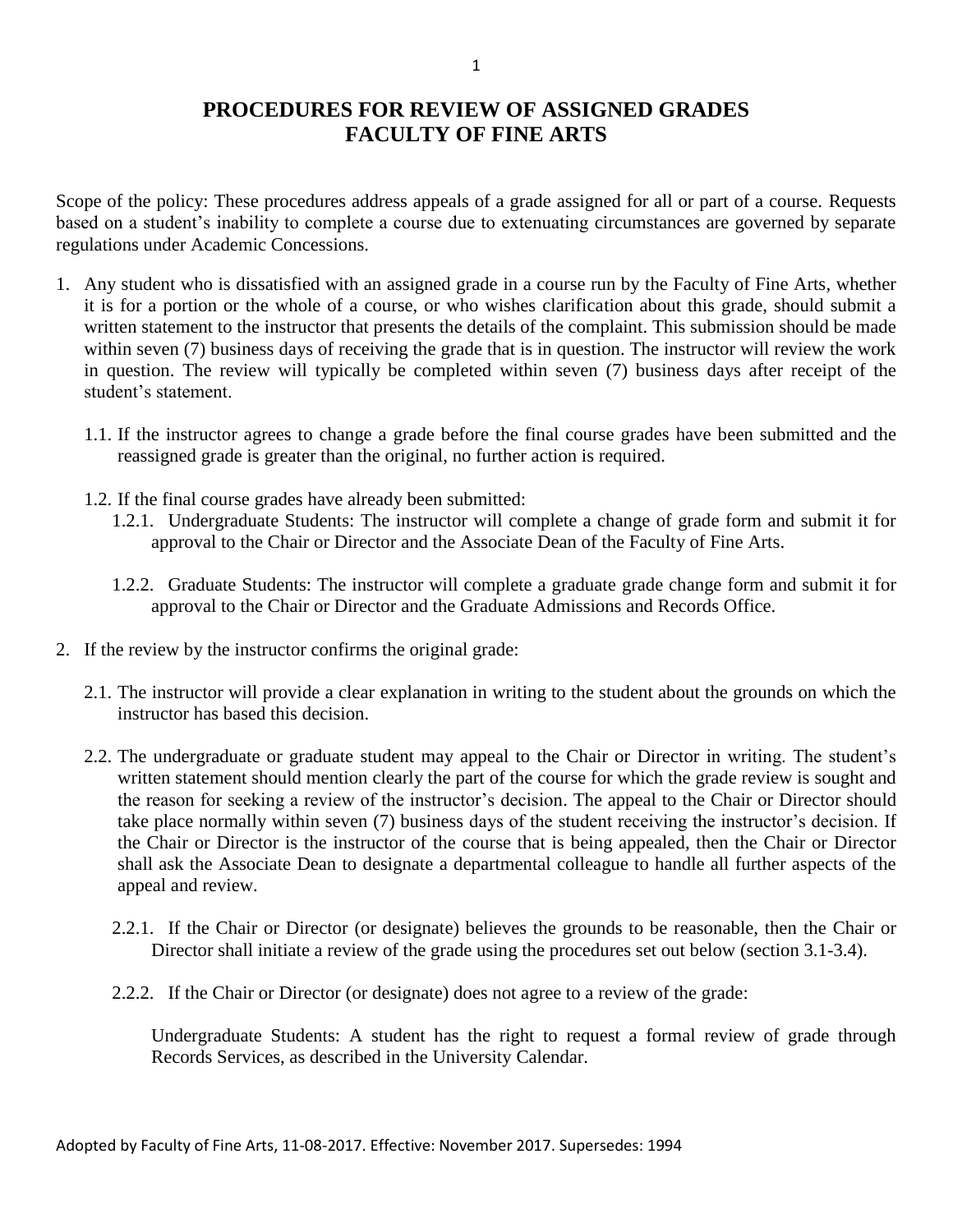# PROCEDURES FOR REVIEW OF ASSIGNED GRADES
# FACULTY OF FINE ARTS

Scope of the policy: These procedures address appeals of a grade assigned for all or part of a course. Requests based on a student's inability to complete a course due to extenuating circumstances are governed by separate regulations under Academic Concessions.

1. Any student who is dissatisfied with an assigned grade in a course run by the Faculty of Fine Arts, whether it is for a portion or the whole of a course, or who wishes clarification about this grade, should submit a written statement to the instructor that presents the details of the complaint. This submission should be made within seven (7) business days of receiving the grade that is in question. The instructor will review the work in question. The review will typically be completed within seven (7) business days after receipt of the student's statement.

   1.1. If the instructor agrees to change a grade before the final course grades have been submitted and the reassigned grade is greater than the original, no further action is required.

   1.2. If the final course grades have already been submitted:

      1.2.1. Undergraduate Students: The instructor will complete a change of grade form and submit it for approval to the Chair or Director and the Associate Dean of the Faculty of Fine Arts.

      1.2.2. Graduate Students: The instructor will complete a graduate grade change form and submit it for approval to the Chair or Director and the Graduate Admissions and Records Office.

2. If the review by the instructor confirms the original grade:

   2.1. The instructor will provide a clear explanation in writing to the student about the grounds on which the instructor has based this decision.

   2.2. The undergraduate or graduate student may appeal to the Chair or Director in writing. The student's written statement should mention clearly the part of the course for which the grade review is sought and the reason for seeking a review of the instructor's decision. The appeal to the Chair or Director should take place normally within seven (7) business days of the student receiving the instructor's decision. If the Chair or Director is the instructor of the course that is being appealed, then the Chair or Director shall ask the Associate Dean to designate a departmental colleague to handle all further aspects of the appeal and review.

      2.2.1. If the Chair or Director (or designate) believes the grounds to be reasonable, then the Chair or Director shall initiate a review of the grade using the procedures set out below (section 3.1-3.4).

      2.2.2. If the Chair or Director (or designate) does not agree to a review of the grade:

      Undergraduate Students: A student has the right to request a formal review of grade through Records Services, as described in the University Calendar.

Adopted by Faculty of Fine Arts, 11-08-2017. Effective: November 2017. Supersedes: 1994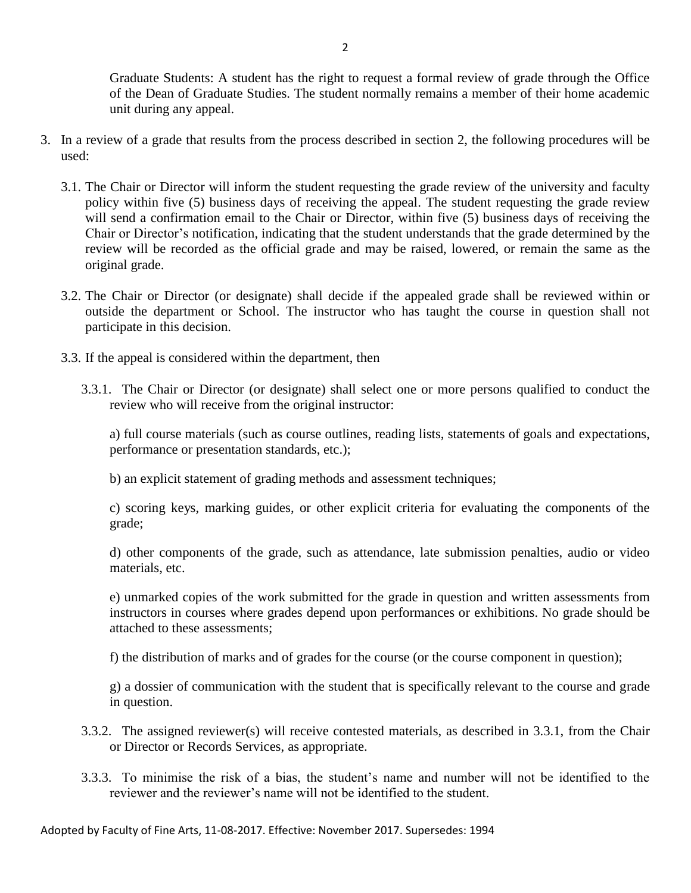Graduate Students: A student has the right to request a formal review of grade through the Office of the Dean of Graduate Studies. The student normally remains a member of their home academic unit during any appeal.

3. In a review of a grade that results from the process described in section 2, the following procedures will be used:

   3.1. The Chair or Director will inform the student requesting the grade review of the university and faculty policy within five (5) business days of receiving the appeal. The student requesting the grade review will send a confirmation email to the Chair or Director, within five (5) business days of receiving the Chair or Director's notification, indicating that the student understands that the grade determined by the review will be recorded as the official grade and may be raised, lowered, or remain the same as the original grade.

   3.2. The Chair or Director (or designate) shall decide if the appealed grade shall be reviewed within or outside the department or School. The instructor who has taught the course in question shall not participate in this decision.

   3.3. If the appeal is considered within the department, then

      3.3.1. The Chair or Director (or designate) shall select one or more persons qualified to conduct the review who will receive from the original instructor:

      a) full course materials (such as course outlines, reading lists, statements of goals and expectations, performance or presentation standards, etc.);

      b) an explicit statement of grading methods and assessment techniques;

      c) scoring keys, marking guides, or other explicit criteria for evaluating the components of the grade;

      d) other components of the grade, such as attendance, late submission penalties, audio or video materials, etc.

      e) unmarked copies of the work submitted for the grade in question and written assessments from instructors in courses where grades depend upon performances or exhibitions. No grade should be attached to these assessments;

      f) the distribution of marks and of grades for the course (or the course component in question);

      g) a dossier of communication with the student that is specifically relevant to the course and grade in question.

      3.3.2. The assigned reviewer(s) will receive contested materials, as described in 3.3.1, from the Chair or Director or Records Services, as appropriate.

      3.3.3. To minimise the risk of a bias, the student's name and number will not be identified to the reviewer and the reviewer's name will not be identified to the student.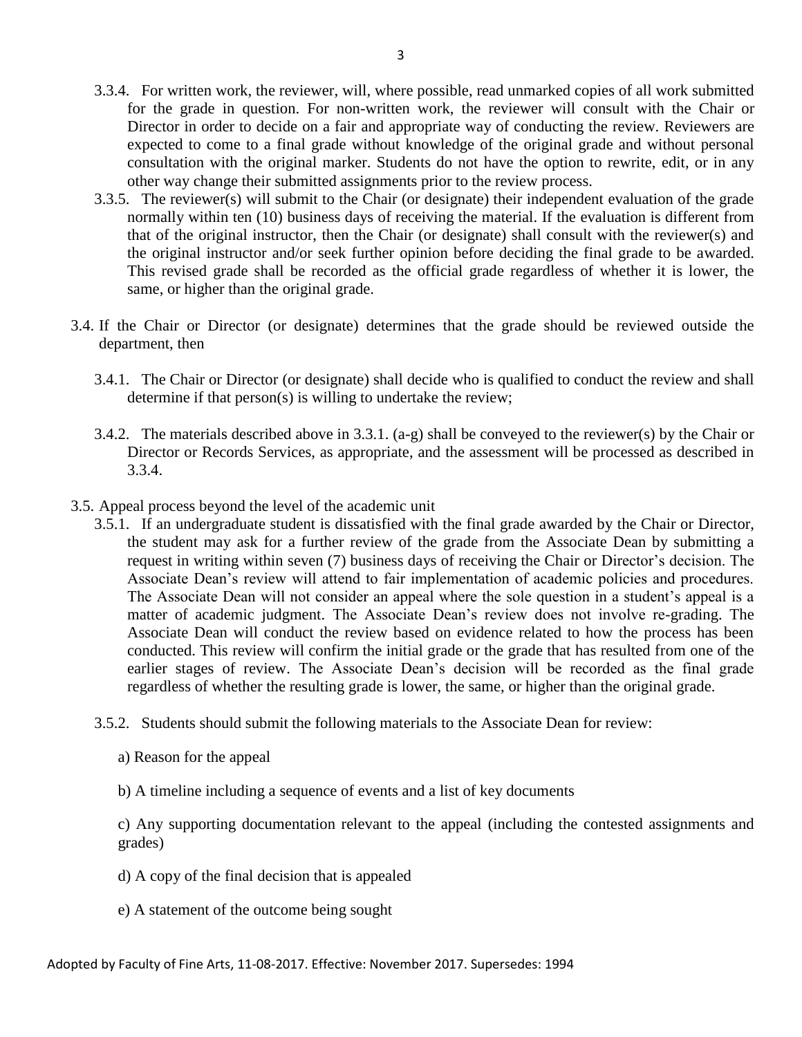3.3.4. For written work, the reviewer, will, where possible, read unmarked copies of all work submitted for the grade in question. For non-written work, the reviewer will consult with the Chair or Director in order to decide on a fair and appropriate way of conducting the review. Reviewers are expected to come to a final grade without knowledge of the original grade and without personal consultation with the original marker. Students do not have the option to rewrite, edit, or in any other way change their submitted assignments prior to the review process.

3.3.5. The reviewer(s) will submit to the Chair (or designate) their independent evaluation of the grade normally within ten (10) business days of receiving the material. If the evaluation is different from that of the original instructor, then the Chair (or designate) shall consult with the reviewer(s) and the original instructor and/or seek further opinion before deciding the final grade to be awarded. This revised grade shall be recorded as the official grade regardless of whether it is lower, the same, or higher than the original grade.

3.4. If the Chair or Director (or designate) determines that the grade should be reviewed outside the department, then

3.4.1. The Chair or Director (or designate) shall decide who is qualified to conduct the review and shall determine if that person(s) is willing to undertake the review;

3.4.2. The materials described above in 3.3.1. (a-g) shall be conveyed to the reviewer(s) by the Chair or Director or Records Services, as appropriate, and the assessment will be processed as described in 3.3.4.

3.5. Appeal process beyond the level of the academic unit

3.5.1. If an undergraduate student is dissatisfied with the final grade awarded by the Chair or Director, the student may ask for a further review of the grade from the Associate Dean by submitting a request in writing within seven (7) business days of receiving the Chair or Director's decision. The Associate Dean's review will attend to fair implementation of academic policies and procedures. The Associate Dean will not consider an appeal where the sole question in a student's appeal is a matter of academic judgment. The Associate Dean's review does not involve re-grading. The Associate Dean will conduct the review based on evidence related to how the process has been conducted. This review will confirm the initial grade or the grade that has resulted from one of the earlier stages of review. The Associate Dean's decision will be recorded as the final grade regardless of whether the resulting grade is lower, the same, or higher than the original grade.

3.5.2. Students should submit the following materials to the Associate Dean for review:

a) Reason for the appeal

b) A timeline including a sequence of events and a list of key documents

c) Any supporting documentation relevant to the appeal (including the contested assignments and grades)

d) A copy of the final decision that is appealed

e) A statement of the outcome being sought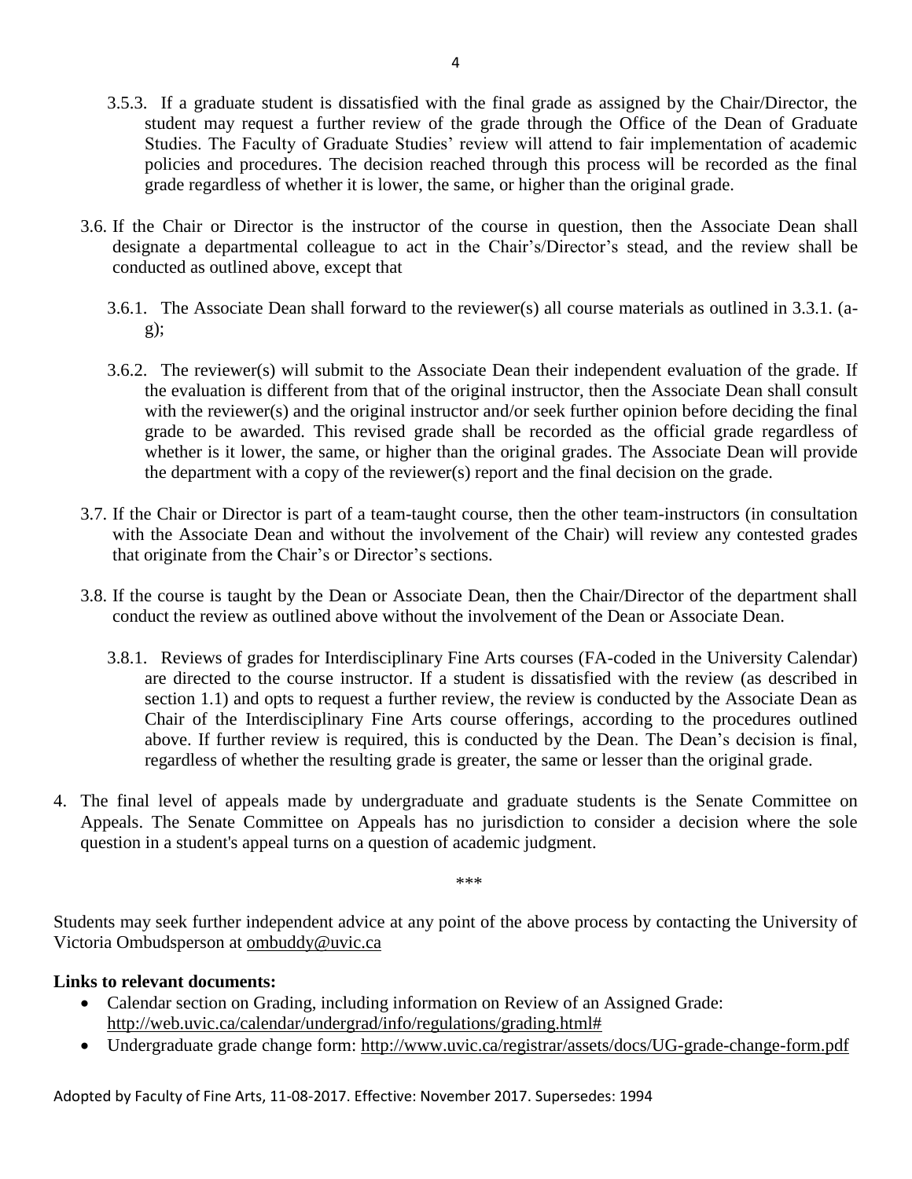3.5.3. If a graduate student is dissatisfied with the final grade as assigned by the Chair/Director, the student may request a further review of the grade through the Office of the Dean of Graduate Studies. The Faculty of Graduate Studies' review will attend to fair implementation of academic policies and procedures. The decision reached through this process will be recorded as the final grade regardless of whether it is lower, the same, or higher than the original grade.

3.6. If the Chair or Director is the instructor of the course in question, then the Associate Dean shall designate a departmental colleague to act in the Chair's/Director's stead, and the review shall be conducted as outlined above, except that

3.6.1. The Associate Dean shall forward to the reviewer(s) all course materials as outlined in 3.3.1. (a-g);

3.6.2. The reviewer(s) will submit to the Associate Dean their independent evaluation of the grade. If the evaluation is different from that of the original instructor, then the Associate Dean shall consult with the reviewer(s) and the original instructor and/or seek further opinion before deciding the final grade to be awarded. This revised grade shall be recorded as the official grade regardless of whether is it lower, the same, or higher than the original grades. The Associate Dean will provide the department with a copy of the reviewer(s) report and the final decision on the grade.

3.7. If the Chair or Director is part of a team-taught course, then the other team-instructors (in consultation with the Associate Dean and without the involvement of the Chair) will review any contested grades that originate from the Chair's or Director's sections.

3.8. If the course is taught by the Dean or Associate Dean, then the Chair/Director of the department shall conduct the review as outlined above without the involvement of the Dean or Associate Dean.

3.8.1. Reviews of grades for Interdisciplinary Fine Arts courses (FA-coded in the University Calendar) are directed to the course instructor. If a student is dissatisfied with the review (as described in section 1.1) and opts to request a further review, the review is conducted by the Associate Dean as Chair of the Interdisciplinary Fine Arts course offerings, according to the procedures outlined above. If further review is required, this is conducted by the Dean. The Dean's decision is final, regardless of whether the resulting grade is greater, the same or lesser than the original grade.

4. The final level of appeals made by undergraduate and graduate students is the Senate Committee on Appeals. The Senate Committee on Appeals has no jurisdiction to consider a decision where the sole question in a student's appeal turns on a question of academic judgment.

\*\*\*

Students may seek further independent advice at any point of the above process by contacting the University of Victoria Ombudsperson at ombuddy@uvic.ca

**Links to relevant documents:**

- Calendar section on Grading, including information on Review of an Assigned Grade: http://web.uvic.ca/calendar/undergrad/info/regulations/grading.html#
- Undergraduate grade change form: http://www.uvic.ca/registrar/assets/docs/UG-grade-change-form.pdf

Adopted by Faculty of Fine Arts, 11-08-2017. Effective: November 2017. Supersedes: 1994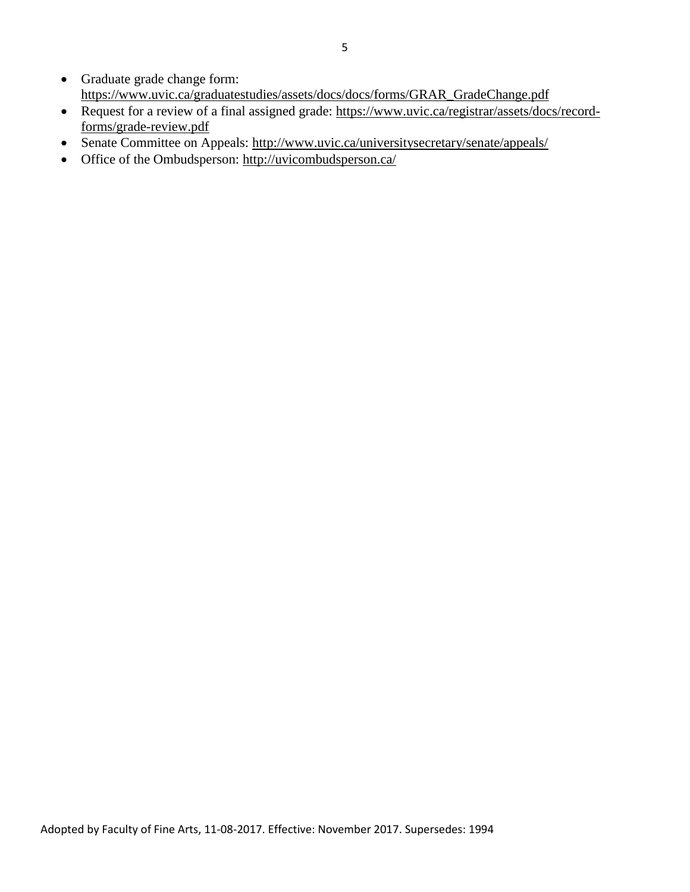- Graduate grade change form: https://www.uvic.ca/graduatestudies/assets/docs/docs/forms/GRAR_GradeChange.pdf
- Request for a review of a final assigned grade: https://www.uvic.ca/registrar/assets/docs/record-forms/grade-review.pdf
- Senate Committee on Appeals: http://www.uvic.ca/universitysecretary/senate/appeals/
- Office of the Ombudsperson: http://uvicombudsperson.ca/

Adopted by Faculty of Fine Arts, 11-08-2017. Effective: November 2017. Supersedes: 1994